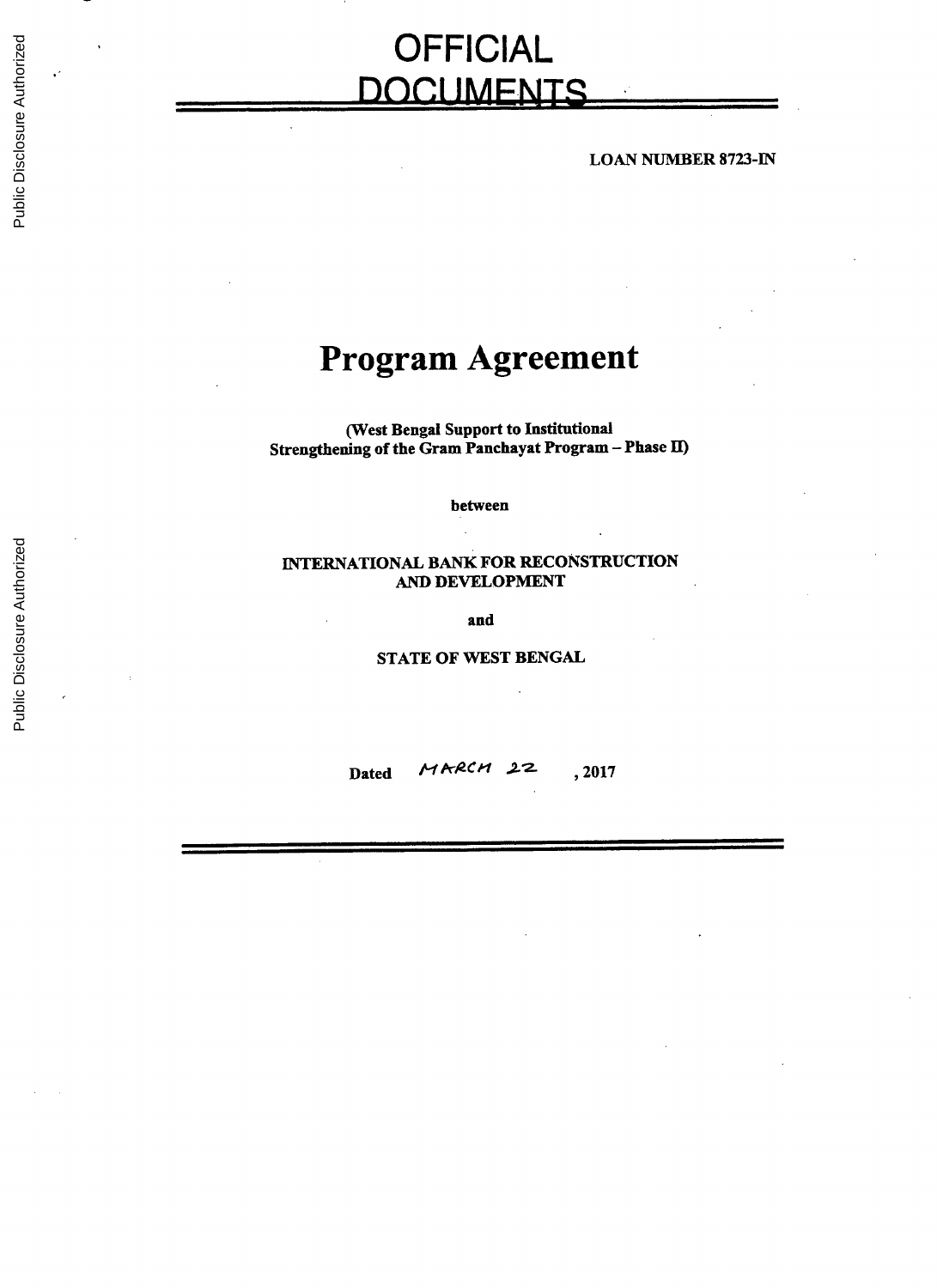# OFFICIAL DOCUMENTS

**LOAN NUMBER 8723-IN**

# Program Agreement

**(West Bengal Support to Institutional Strengthening of the Gram Panchayat Program – Phase II)**

**between**

**INTERNATIONAL BANK FOR RECONSTRUCTION AND DEVELOPMENT**

**and**

**STATE OF WEST BENGAL**

**Dated** MARCH 22 **, 2017**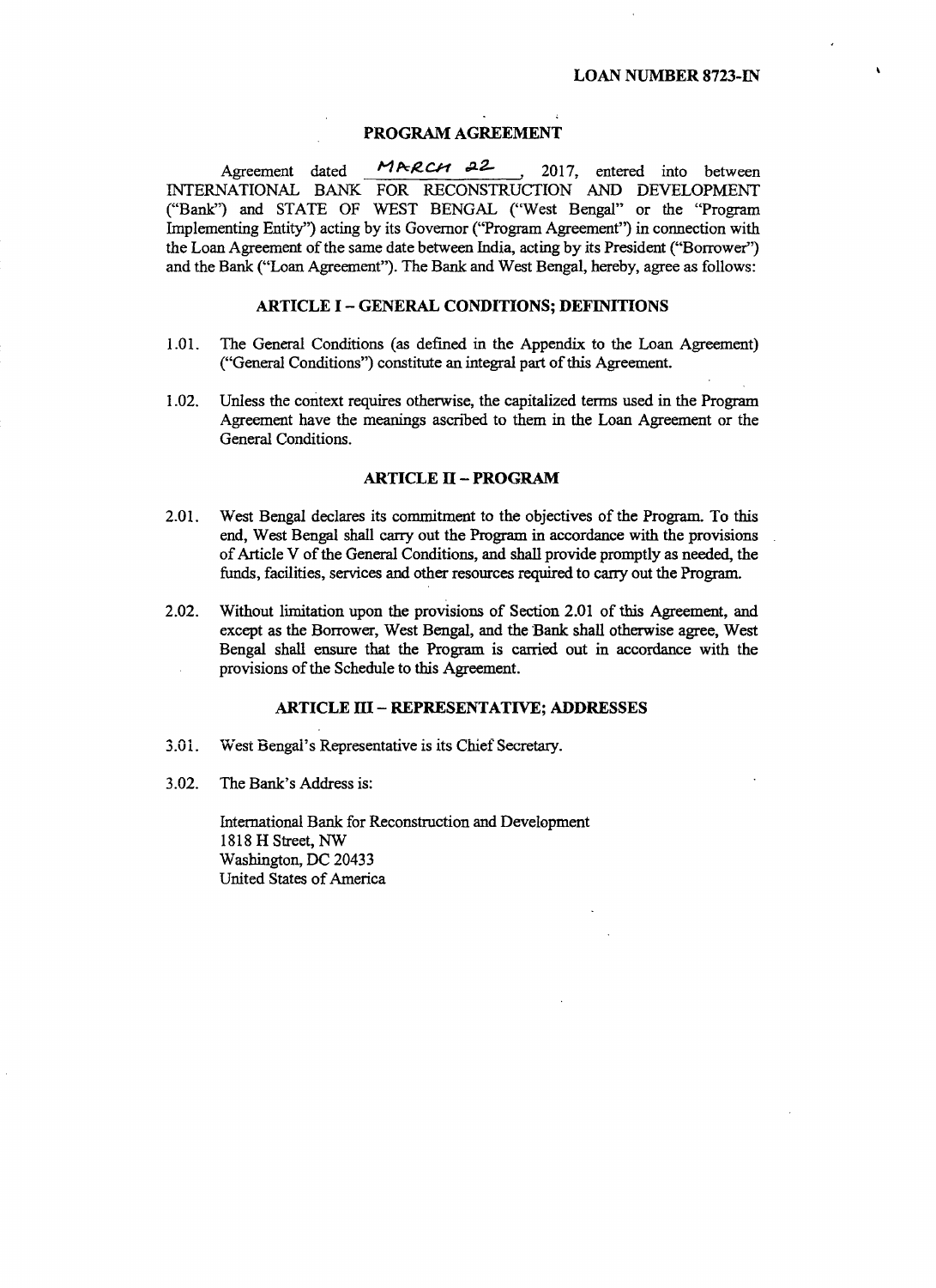**LOAN NUMBER 8723-IN**

# PROGRAM AGREEMENT

Agreement dated MARCH 22, 2017, entered into between INTERNATIONAL BANK FOR RECONSTRUCTION AND DEVELOPMENT ("Bank") and STATE OF WEST BENGAL ("West Bengal" or the "Program Implementing Entity") acting by its Governor ("Program Agreement") in connection with the Loan Agreement of the same date between India, acting by its President ("Borrower") and the Bank ("Loan Agreement"). The Bank and West Bengal, hereby, agree as follows:

## ARTICLE I – GENERAL CONDITIONS; DEFINITIONS

1.01. The General Conditions (as defined in the Appendix to the Loan Agreement) ("General Conditions") constitute an integral part of this Agreement.

1.02. Unless the context requires otherwise, the capitalized terms used in the Program Agreement have the meanings ascribed to them in the Loan Agreement or the General Conditions.

## ARTICLE II – PROGRAM

2.01. West Bengal declares its commitment to the objectives of the Program. To this end, West Bengal shall carry out the Program in accordance with the provisions of Article V of the General Conditions, and shall provide promptly as needed, the funds, facilities, services and other resources required to carry out the Program.

2.02. Without limitation upon the provisions of Section 2.01 of this Agreement, and except as the Borrower, West Bengal, and the Bank shall otherwise agree, West Bengal shall ensure that the Program is carried out in accordance with the provisions of the Schedule to this Agreement.

## ARTICLE III – REPRESENTATIVE; ADDRESSES

3.01. West Bengal's Representative is its Chief Secretary.

3.02. The Bank's Address is:

International Bank for Reconstruction and Development
1818 H Street, NW
Washington, DC 20433
United States of America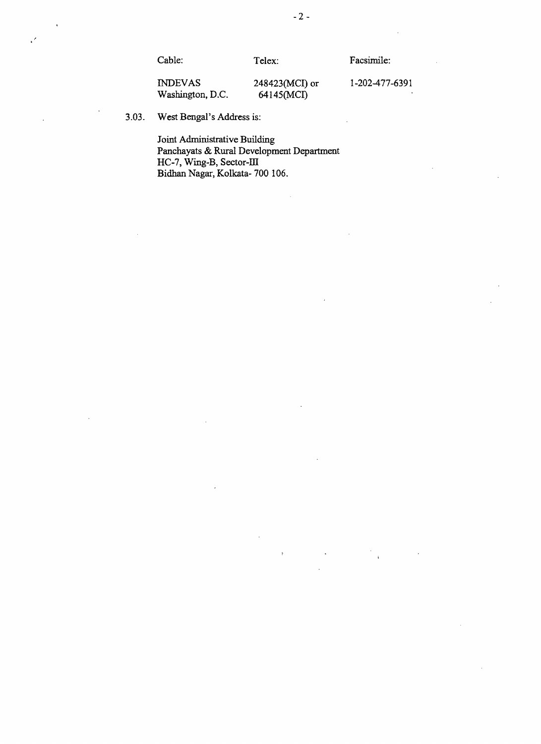| Cable: | Telex: | Facsimile: |
| --- | --- | --- |
| INDEVAS<br>Washington, D.C. | 248423(MCI) or<br>64145(MCI) | 1-202-477-6391 |

3.03. West Bengal's Address is:

Joint Administrative Building
Panchayats & Rural Development Department
HC-7, Wing-B, Sector-III
Bidhan Nagar, Kolkata- 700 106.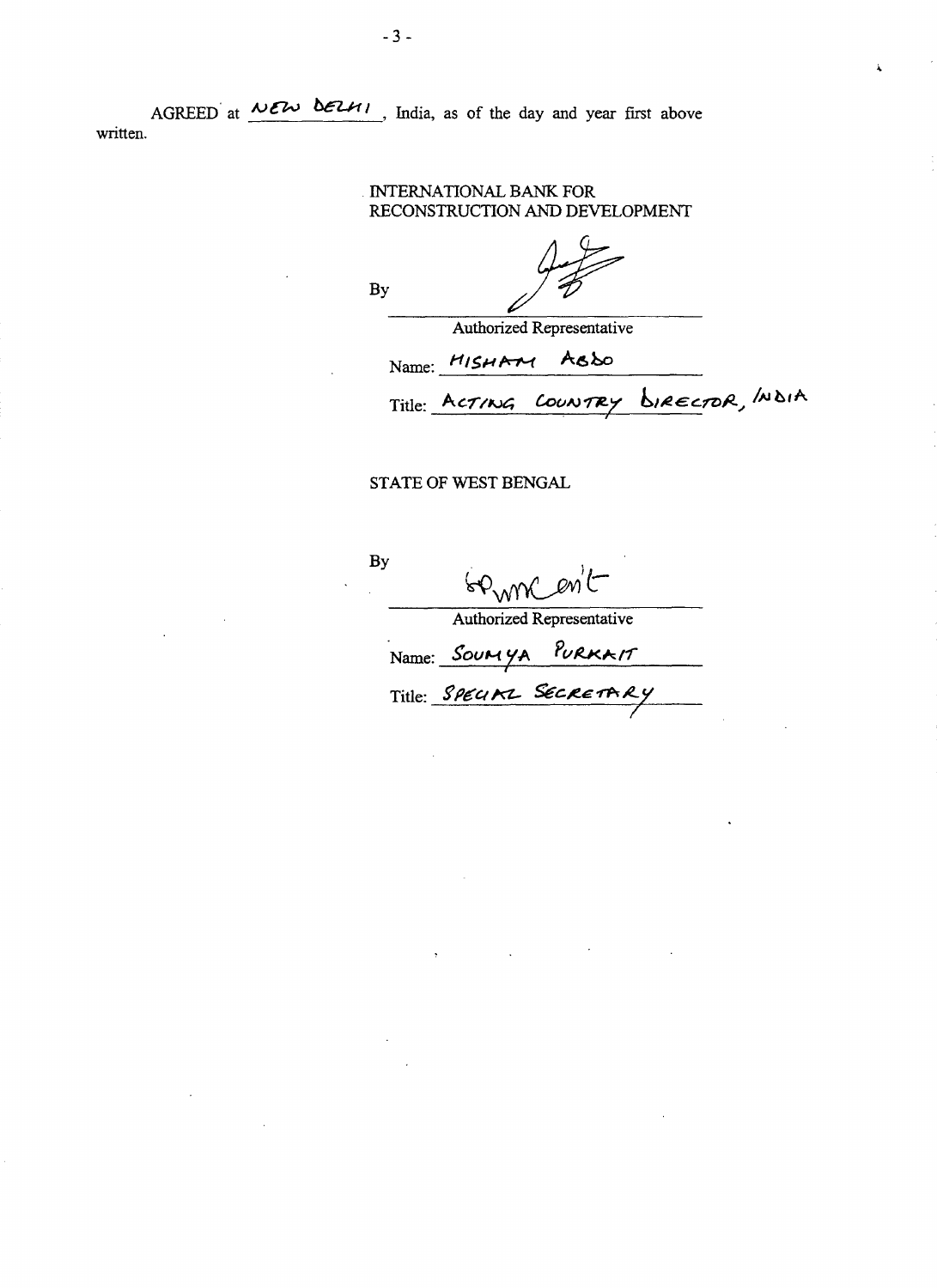AGREED at NEW DELHI, India, as of the day and year first above written.

INTERNATIONAL BANK FOR RECONSTRUCTION AND DEVELOPMENT

By ______________________________
Authorized Representative

Name: HISHAM ABDO

Title: ACTING COUNTRY DIRECTOR, INDIA

STATE OF WEST BENGAL

By ______________________________
Authorized Representative

Name: SOUMYA PURKAIT

Title: SPECIAL SECRETARY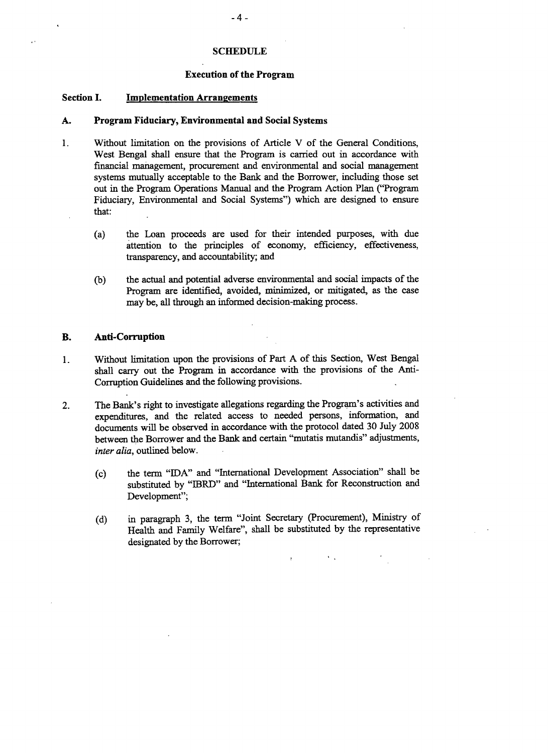## SCHEDULE

### Execution of the Program

### Section I. Implementation Arrangements

#### A. Program Fiduciary, Environmental and Social Systems

1. Without limitation on the provisions of Article V of the General Conditions, West Bengal shall ensure that the Program is carried out in accordance with financial management, procurement and environmental and social management systems mutually acceptable to the Bank and the Borrower, including those set out in the Program Operations Manual and the Program Action Plan ("Program Fiduciary, Environmental and Social Systems") which are designed to ensure that:

   (a) the Loan proceeds are used for their intended purposes, with due attention to the principles of economy, efficiency, effectiveness, transparency, and accountability; and

   (b) the actual and potential adverse environmental and social impacts of the Program are identified, avoided, minimized, or mitigated, as the case may be, all through an informed decision-making process.

#### B. Anti-Corruption

1. Without limitation upon the provisions of Part A of this Section, West Bengal shall carry out the Program in accordance with the provisions of the Anti-Corruption Guidelines and the following provisions.

2. The Bank's right to investigate allegations regarding the Program's activities and expenditures, and the related access to needed persons, information, and documents will be observed in accordance with the protocol dated 30 July 2008 between the Borrower and the Bank and certain "mutatis mutandis" adjustments, *inter alia*, outlined below.

   (c) the term "IDA" and "International Development Association" shall be substituted by "IBRD" and "International Bank for Reconstruction and Development";

   (d) in paragraph 3, the term "Joint Secretary (Procurement), Ministry of Health and Family Welfare", shall be substituted by the representative designated by the Borrower;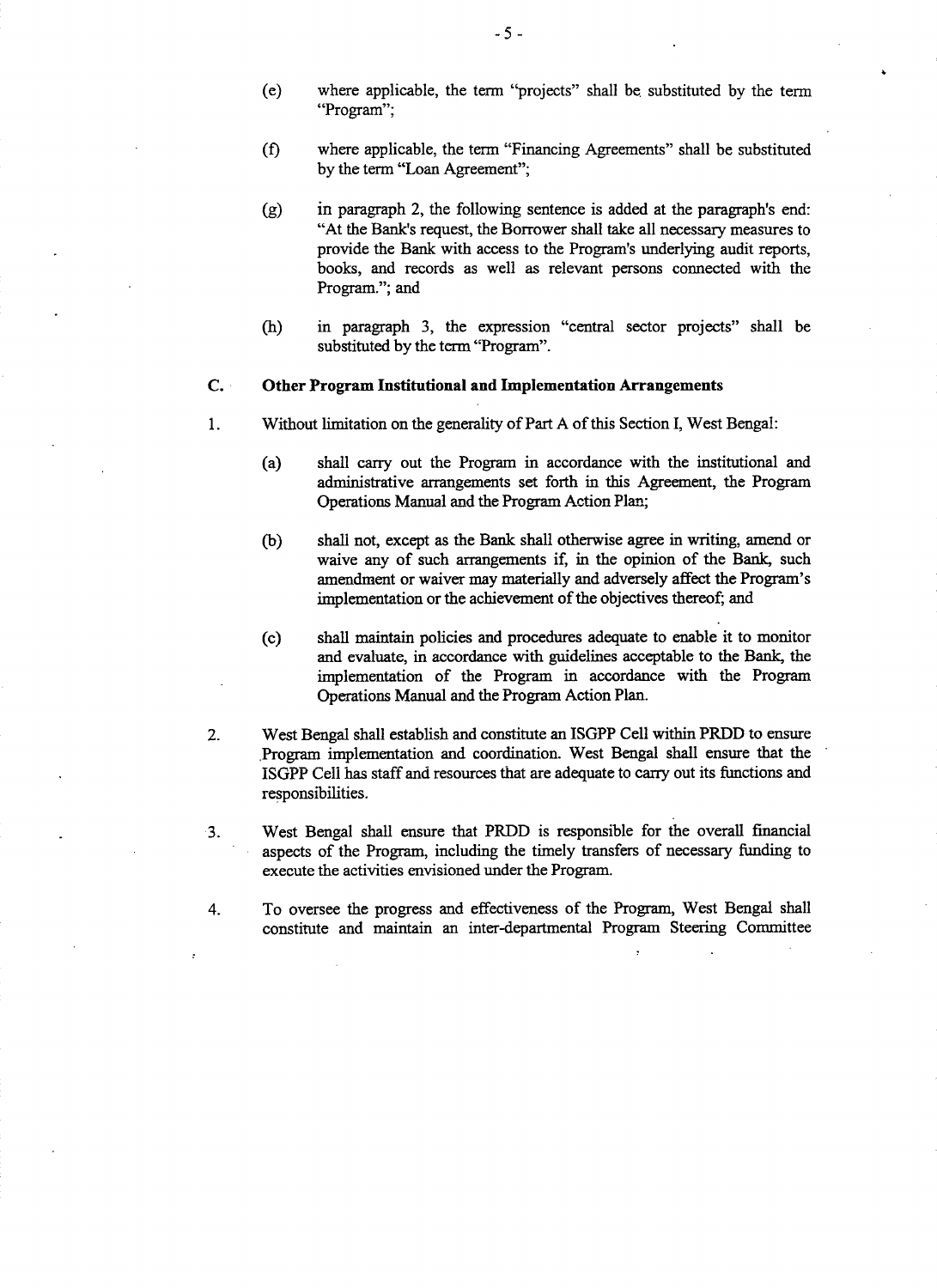(e) where applicable, the term "projects" shall be substituted by the term "Program";

(f) where applicable, the term "Financing Agreements" shall be substituted by the term "Loan Agreement";

(g) in paragraph 2, the following sentence is added at the paragraph's end: "At the Bank's request, the Borrower shall take all necessary measures to provide the Bank with access to the Program's underlying audit reports, books, and records as well as relevant persons connected with the Program."; and

(h) in paragraph 3, the expression "central sector projects" shall be substituted by the term "Program".

### C. Other Program Institutional and Implementation Arrangements

1. Without limitation on the generality of Part A of this Section I, West Bengal:

   (a) shall carry out the Program in accordance with the institutional and administrative arrangements set forth in this Agreement, the Program Operations Manual and the Program Action Plan;

   (b) shall not, except as the Bank shall otherwise agree in writing, amend or waive any of such arrangements if, in the opinion of the Bank, such amendment or waiver may materially and adversely affect the Program's implementation or the achievement of the objectives thereof; and

   (c) shall maintain policies and procedures adequate to enable it to monitor and evaluate, in accordance with guidelines acceptable to the Bank, the implementation of the Program in accordance with the Program Operations Manual and the Program Action Plan.

2. West Bengal shall establish and constitute an ISGPP Cell within PRDD to ensure Program implementation and coordination. West Bengal shall ensure that the ISGPP Cell has staff and resources that are adequate to carry out its functions and responsibilities.

3. West Bengal shall ensure that PRDD is responsible for the overall financial aspects of the Program, including the timely transfers of necessary funding to execute the activities envisioned under the Program.

4. To oversee the progress and effectiveness of the Program, West Bengal shall constitute and maintain an inter-departmental Program Steering Committee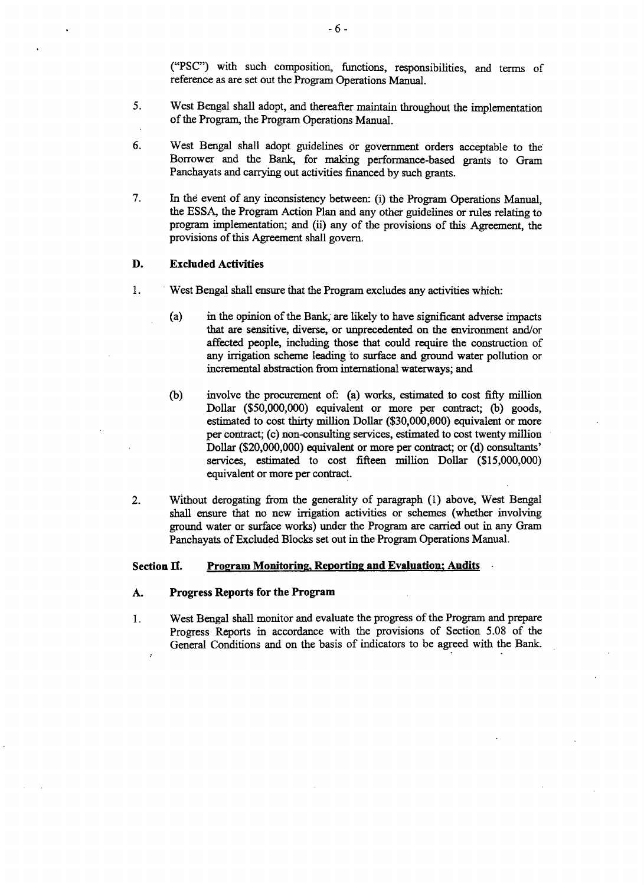("PSC") with such composition, functions, responsibilities, and terms of reference as are set out the Program Operations Manual.

5. West Bengal shall adopt, and thereafter maintain throughout the implementation of the Program, the Program Operations Manual.

6. West Bengal shall adopt guidelines or government orders acceptable to the Borrower and the Bank, for making performance-based grants to Gram Panchayats and carrying out activities financed by such grants.

7. In the event of any inconsistency between: (i) the Program Operations Manual, the ESSA, the Program Action Plan and any other guidelines or rules relating to program implementation; and (ii) any of the provisions of this Agreement, the provisions of this Agreement shall govern.

**D. Excluded Activities**

1. West Bengal shall ensure that the Program excludes any activities which:

   (a) in the opinion of the Bank, are likely to have significant adverse impacts that are sensitive, diverse, or unprecedented on the environment and/or affected people, including those that could require the construction of any irrigation scheme leading to surface and ground water pollution or incremental abstraction from international waterways; and

   (b) involve the procurement of: (a) works, estimated to cost fifty million Dollar ($50,000,000) equivalent or more per contract; (b) goods, estimated to cost thirty million Dollar ($30,000,000) equivalent or more per contract; (c) non-consulting services, estimated to cost twenty million Dollar ($20,000,000) equivalent or more per contract; or (d) consultants' services, estimated to cost fifteen million Dollar ($15,000,000) equivalent or more per contract.

2. Without derogating from the generality of paragraph (1) above, West Bengal shall ensure that no new irrigation activities or schemes (whether involving ground water or surface works) under the Program are carried out in any Gram Panchayats of Excluded Blocks set out in the Program Operations Manual.

**Section II. Program Monitoring, Reporting and Evaluation; Audits**

**A. Progress Reports for the Program**

1. West Bengal shall monitor and evaluate the progress of the Program and prepare Progress Reports in accordance with the provisions of Section 5.08 of the General Conditions and on the basis of indicators to be agreed with the Bank.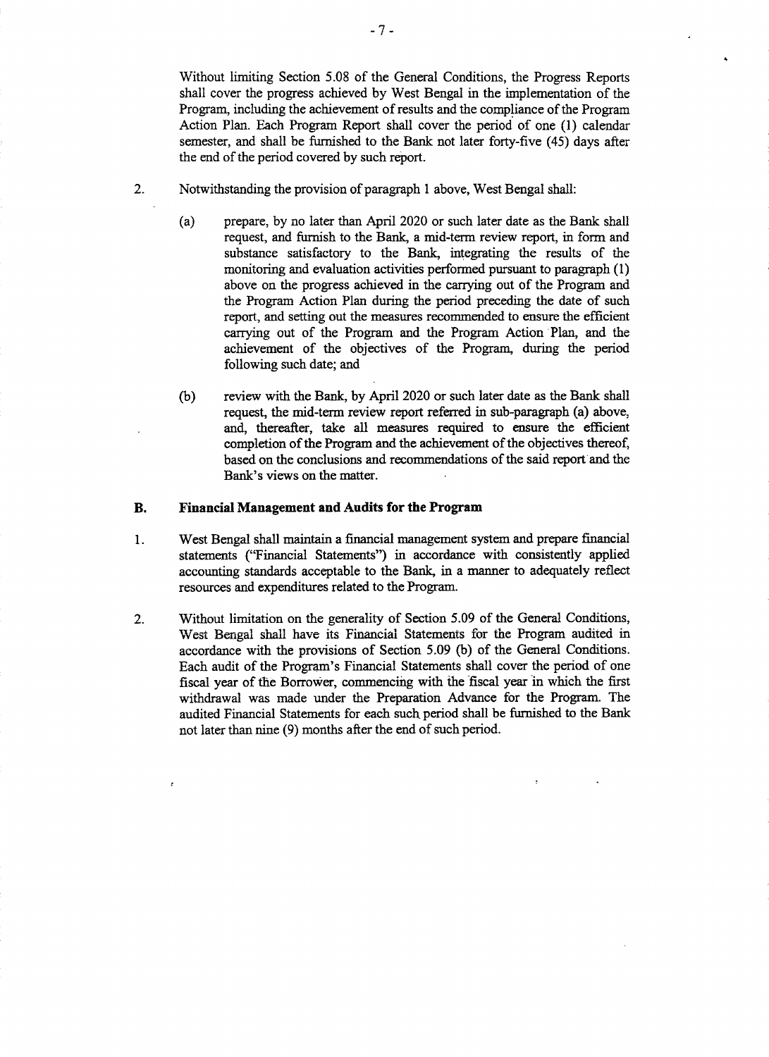Without limiting Section 5.08 of the General Conditions, the Progress Reports shall cover the progress achieved by West Bengal in the implementation of the Program, including the achievement of results and the compliance of the Program Action Plan. Each Program Report shall cover the period of one (1) calendar semester, and shall be furnished to the Bank not later forty-five (45) days after the end of the period covered by such report.

2. Notwithstanding the provision of paragraph 1 above, West Bengal shall:

   (a) prepare, by no later than April 2020 or such later date as the Bank shall request, and furnish to the Bank, a mid-term review report, in form and substance satisfactory to the Bank, integrating the results of the monitoring and evaluation activities performed pursuant to paragraph (1) above on the progress achieved in the carrying out of the Program and the Program Action Plan during the period preceding the date of such report, and setting out the measures recommended to ensure the efficient carrying out of the Program and the Program Action Plan, and the achievement of the objectives of the Program, during the period following such date; and

   (b) review with the Bank, by April 2020 or such later date as the Bank shall request, the mid-term review report referred in sub-paragraph (a) above, and, thereafter, take all measures required to ensure the efficient completion of the Program and the achievement of the objectives thereof, based on the conclusions and recommendations of the said report and the Bank's views on the matter.

### B. Financial Management and Audits for the Program

1. West Bengal shall maintain a financial management system and prepare financial statements ("Financial Statements") in accordance with consistently applied accounting standards acceptable to the Bank, in a manner to adequately reflect resources and expenditures related to the Program.

2. Without limitation on the generality of Section 5.09 of the General Conditions, West Bengal shall have its Financial Statements for the Program audited in accordance with the provisions of Section 5.09 (b) of the General Conditions. Each audit of the Program's Financial Statements shall cover the period of one fiscal year of the Borrower, commencing with the fiscal year in which the first withdrawal was made under the Preparation Advance for the Program. The audited Financial Statements for each such period shall be furnished to the Bank not later than nine (9) months after the end of such period.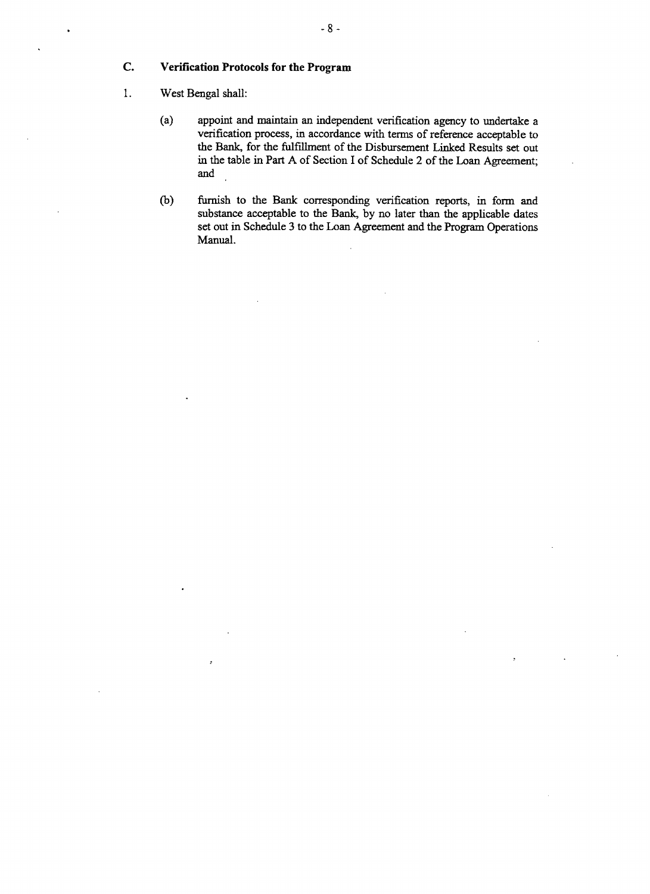### C. Verification Protocols for the Program

1. West Bengal shall:

   (a) appoint and maintain an independent verification agency to undertake a verification process, in accordance with terms of reference acceptable to the Bank, for the fulfillment of the Disbursement Linked Results set out in the table in Part A of Section I of Schedule 2 of the Loan Agreement; and

   (b) furnish to the Bank corresponding verification reports, in form and substance acceptable to the Bank, by no later than the applicable dates set out in Schedule 3 to the Loan Agreement and the Program Operations Manual.